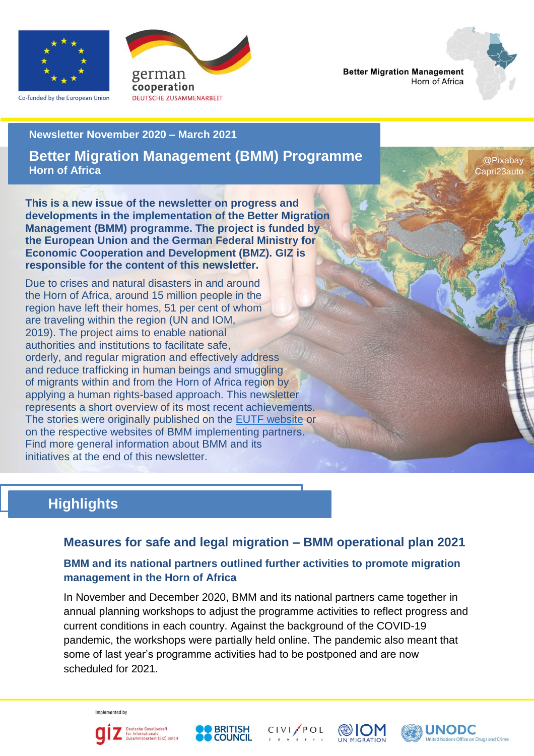Co-funded by the European Union

german cooperation
DEUTSCHE ZUSAMMENARBEIT

**Better Migration Management**
Horn of Africa

**Newsletter November 2020 – March 2021**

# Better Migration Management (BMM) Programme

**Horn of Africa**

@Pixabay Capri23auto

**This is a new issue of the newsletter on progress and developments in the implementation of the Better Migration Management (BMM) programme. The project is funded by the European Union and the German Federal Ministry for Economic Cooperation and Development (BMZ). GIZ is responsible for the content of this newsletter.**

Due to crises and natural disasters in and around the Horn of Africa, around 15 million people in the region have left their homes, 51 per cent of whom are traveling within the region (UN and IOM, 2019). The project aims to enable national authorities and institutions to facilitate safe, orderly, and regular migration and effectively address and reduce trafficking in human beings and smuggling of migrants within and from the Horn of Africa region by applying a human rights-based approach. This newsletter represents a short overview of its most recent achievements. The stories were originally published on the EUTF website or on the respective websites of BMM implementing partners. Find more general information about BMM and its initiatives at the end of this newsletter.

## Highlights

### Measures for safe and legal migration – BMM operational plan 2021

**BMM and its national partners outlined further activities to promote migration management in the Horn of Africa**

In November and December 2020, BMM and its national partners came together in annual planning workshops to adjust the programme activities to reflect progress and current conditions in each country. Against the background of the COVID-19 pandemic, the workshops were partially held online. The pandemic also meant that some of last year's programme activities had to be postponed and are now scheduled for 2021.

Implemented by

giz Deutsche Gesellschaft für Internationale Zusammenarbeit (GIZ) GmbH | BRITISH COUNCIL | CIVIPOL CONSEIL | IOM UN MIGRATION | UNODC United Nations Office on Drugs and Crime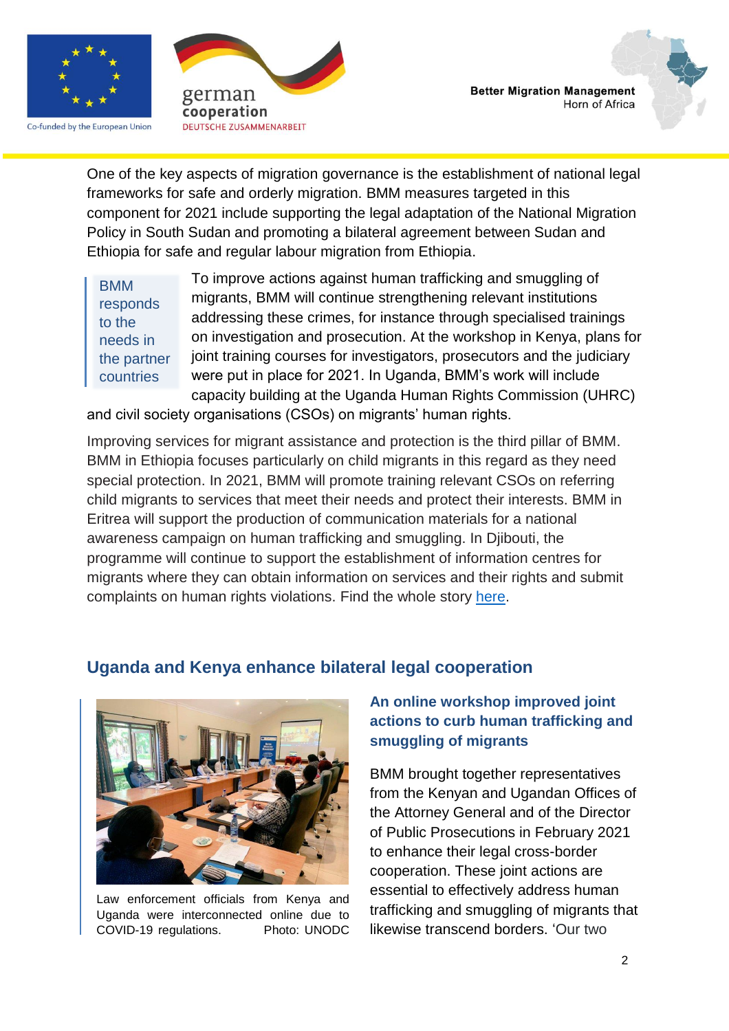One of the key aspects of migration governance is the establishment of national legal frameworks for safe and orderly migration. BMM measures targeted in this component for 2021 include supporting the legal adaptation of the National Migration Policy in South Sudan and promoting a bilateral agreement between Sudan and Ethiopia for safe and regular labour migration from Ethiopia.

> BMM responds to the needs in the partner countries

To improve actions against human trafficking and smuggling of migrants, BMM will continue strengthening relevant institutions addressing these crimes, for instance through specialised trainings on investigation and prosecution. At the workshop in Kenya, plans for joint training courses for investigators, prosecutors and the judiciary were put in place for 2021. In Uganda, BMM's work will include capacity building at the Uganda Human Rights Commission (UHRC) and civil society organisations (CSOs) on migrants' human rights.

Improving services for migrant assistance and protection is the third pillar of BMM. BMM in Ethiopia focuses particularly on child migrants in this regard as they need special protection. In 2021, BMM will promote training relevant CSOs on referring child migrants to services that meet their needs and protect their interests. BMM in Eritrea will support the production of communication materials for a national awareness campaign on human trafficking and smuggling. In Djibouti, the programme will continue to support the establishment of information centres for migrants where they can obtain information on services and their rights and submit complaints on human rights violations. Find the whole story here.

## Uganda and Kenya enhance bilateral legal cooperation

Law enforcement officials from Kenya and Uganda were interconnected online due to COVID-19 regulations. Photo: UNODC

### An online workshop improved joint actions to curb human trafficking and smuggling of migrants

BMM brought together representatives from the Kenyan and Ugandan Offices of the Attorney General and of the Director of Public Prosecutions in February 2021 to enhance their legal cross-border cooperation. These joint actions are essential to effectively address human trafficking and smuggling of migrants that likewise transcend borders. 'Our two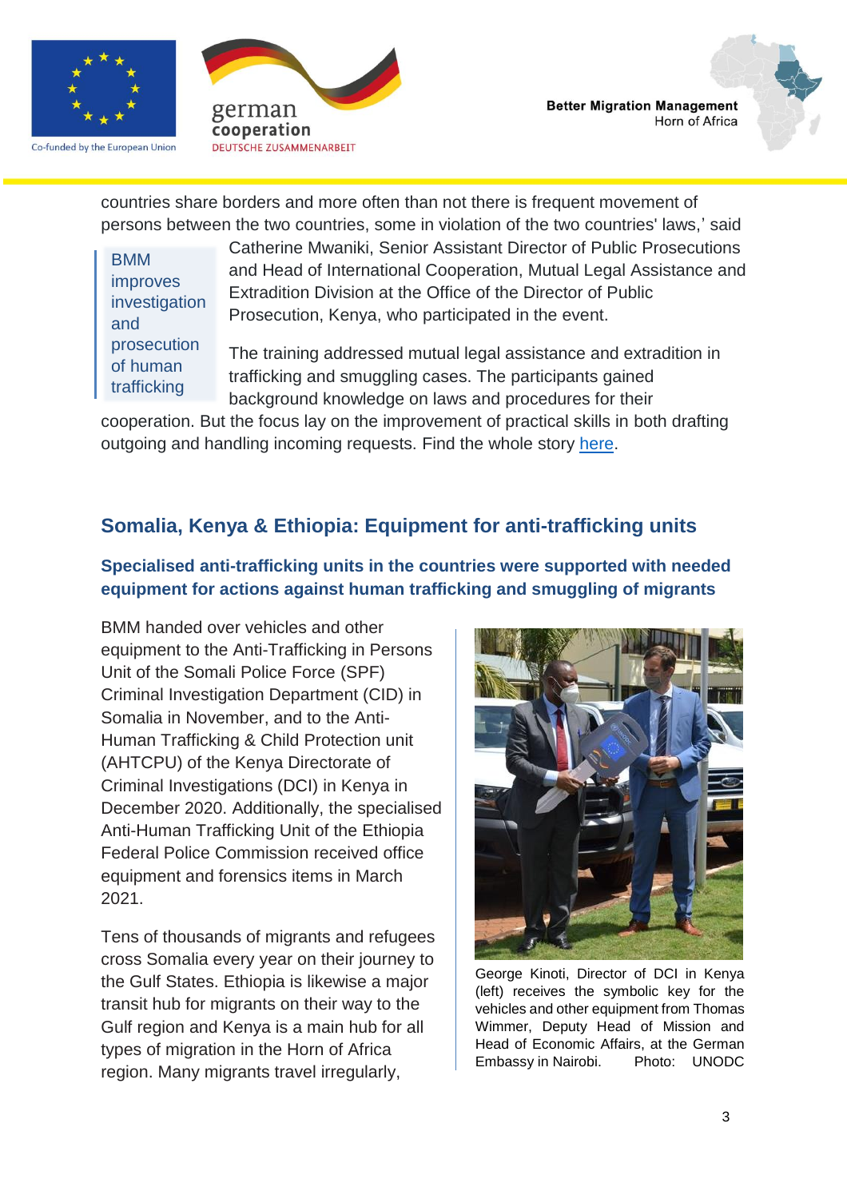countries share borders and more often than not there is frequent movement of persons between the two countries, some in violation of the two countries' laws,' said Catherine Mwaniki, Senior Assistant Director of Public Prosecutions and Head of International Cooperation, Mutual Legal Assistance and Extradition Division at the Office of the Director of Public Prosecution, Kenya, who participated in the event.

> BMM improves investigation and prosecution of human trafficking

The training addressed mutual legal assistance and extradition in trafficking and smuggling cases. The participants gained background knowledge on laws and procedures for their cooperation. But the focus lay on the improvement of practical skills in both drafting outgoing and handling incoming requests. Find the whole story here.

## Somalia, Kenya & Ethiopia: Equipment for anti-trafficking units

### Specialised anti-trafficking units in the countries were supported with needed equipment for actions against human trafficking and smuggling of migrants

BMM handed over vehicles and other equipment to the Anti-Trafficking in Persons Unit of the Somali Police Force (SPF) Criminal Investigation Department (CID) in Somalia in November, and to the Anti-Human Trafficking & Child Protection unit (AHTCPU) of the Kenya Directorate of Criminal Investigations (DCI) in Kenya in December 2020. Additionally, the specialised Anti-Human Trafficking Unit of the Ethiopia Federal Police Commission received office equipment and forensics items in March 2021.

Tens of thousands of migrants and refugees cross Somalia every year on their journey to the Gulf States. Ethiopia is likewise a major transit hub for migrants on their way to the Gulf region and Kenya is a main hub for all types of migration in the Horn of Africa region. Many migrants travel irregularly,

George Kinoti, Director of DCI in Kenya (left) receives the symbolic key for the vehicles and other equipment from Thomas Wimmer, Deputy Head of Mission and Head of Economic Affairs, at the German Embassy in Nairobi. Photo: UNODC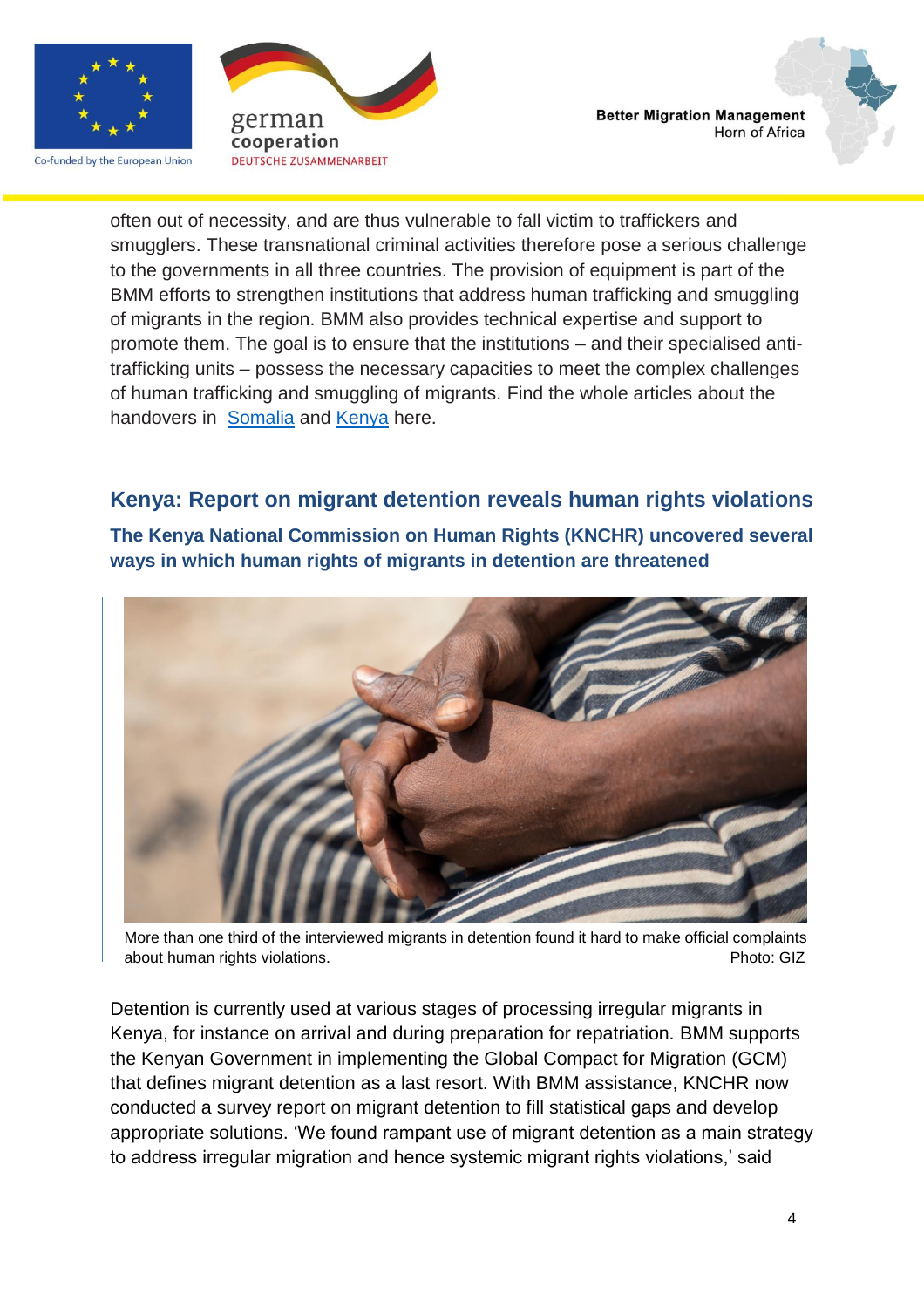often out of necessity, and are thus vulnerable to fall victim to traffickers and smugglers. These transnational criminal activities therefore pose a serious challenge to the governments in all three countries. The provision of equipment is part of the BMM efforts to strengthen institutions that address human trafficking and smuggling of migrants in the region. BMM also provides technical expertise and support to promote them. The goal is to ensure that the institutions – and their specialised anti-trafficking units – possess the necessary capacities to meet the complex challenges of human trafficking and smuggling of migrants. Find the whole articles about the handovers in [Somalia] and [Kenya] here.

## Kenya: Report on migrant detention reveals human rights violations

### The Kenya National Commission on Human Rights (KNCHR) uncovered several ways in which human rights of migrants in detention are threatened

More than one third of the interviewed migrants in detention found it hard to make official complaints about human rights violations. Photo: GIZ

Detention is currently used at various stages of processing irregular migrants in Kenya, for instance on arrival and during preparation for repatriation. BMM supports the Kenyan Government in implementing the Global Compact for Migration (GCM) that defines migrant detention as a last resort. With BMM assistance, KNCHR now conducted a survey report on migrant detention to fill statistical gaps and develop appropriate solutions. 'We found rampant use of migrant detention as a main strategy to address irregular migration and hence systemic migrant rights violations,' said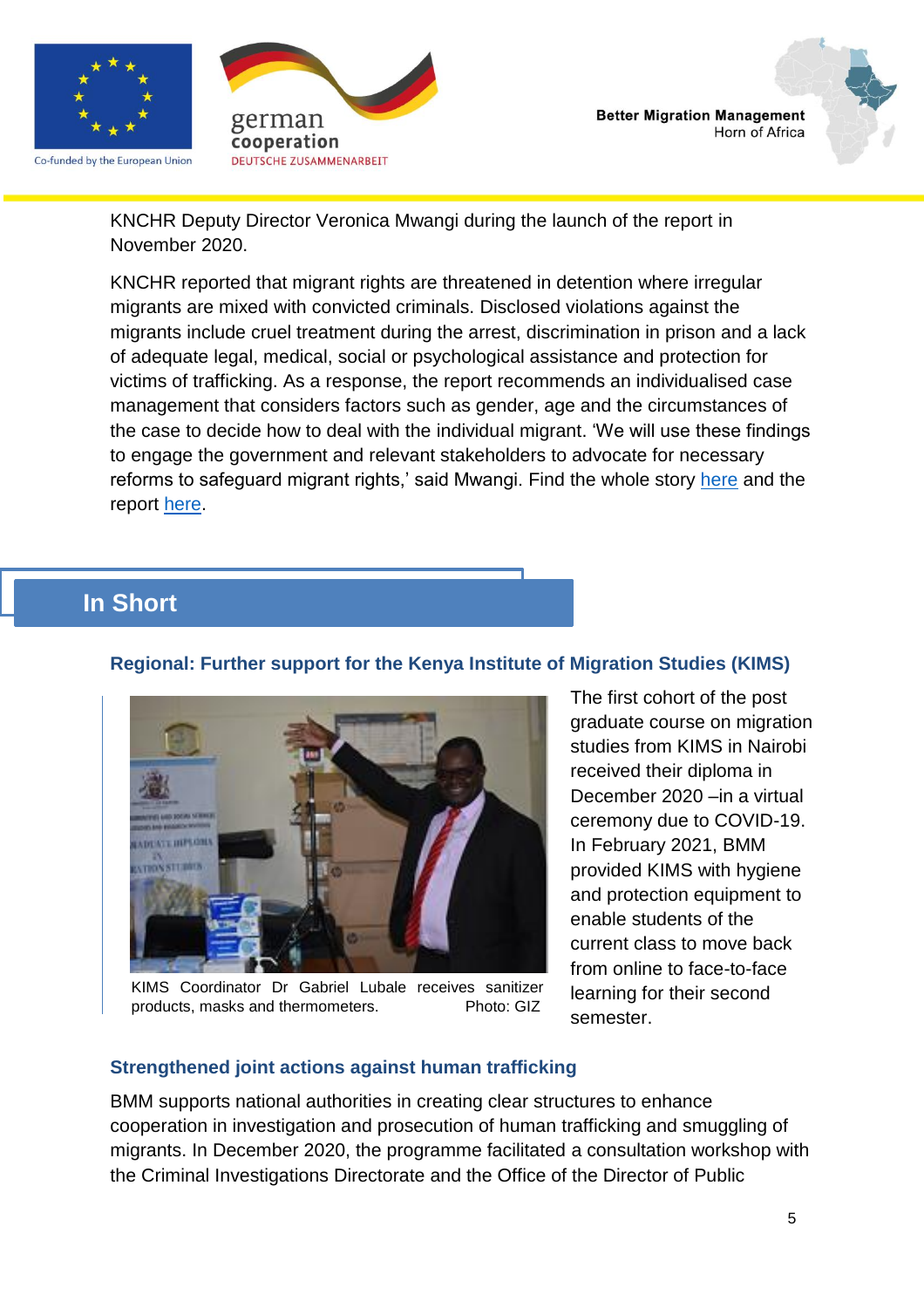KNCHR Deputy Director Veronica Mwangi during the launch of the report in November 2020.

KNCHR reported that migrant rights are threatened in detention where irregular migrants are mixed with convicted criminals. Disclosed violations against the migrants include cruel treatment during the arrest, discrimination in prison and a lack of adequate legal, medical, social or psychological assistance and protection for victims of trafficking. As a response, the report recommends an individualised case management that considers factors such as gender, age and the circumstances of the case to decide how to deal with the individual migrant. 'We will use these findings to engage the government and relevant stakeholders to advocate for necessary reforms to safeguard migrant rights,' said Mwangi. Find the whole story here and the report here.

## In Short

### Regional: Further support for the Kenya Institute of Migration Studies (KIMS)

KIMS Coordinator Dr Gabriel Lubale receives sanitizer products, masks and thermometers. Photo: GIZ

The first cohort of the post graduate course on migration studies from KIMS in Nairobi received their diploma in December 2020 –in a virtual ceremony due to COVID-19. In February 2021, BMM provided KIMS with hygiene and protection equipment to enable students of the current class to move back from online to face-to-face learning for their second semester.

### Strengthened joint actions against human trafficking

BMM supports national authorities in creating clear structures to enhance cooperation in investigation and prosecution of human trafficking and smuggling of migrants. In December 2020, the programme facilitated a consultation workshop with the Criminal Investigations Directorate and the Office of the Director of Public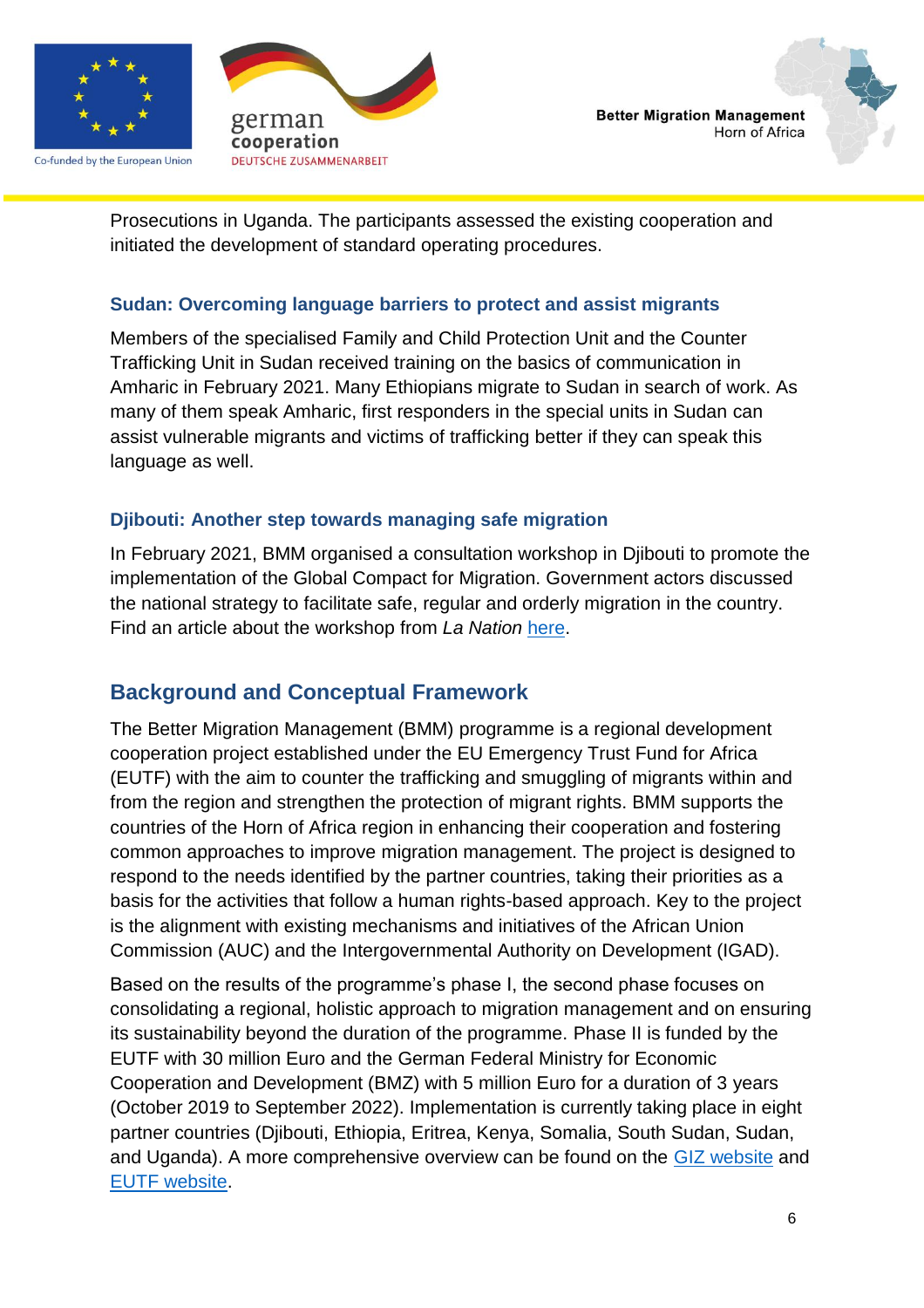Prosecutions in Uganda. The participants assessed the existing cooperation and initiated the development of standard operating procedures.

### Sudan: Overcoming language barriers to protect and assist migrants

Members of the specialised Family and Child Protection Unit and the Counter Trafficking Unit in Sudan received training on the basics of communication in Amharic in February 2021. Many Ethiopians migrate to Sudan in search of work. As many of them speak Amharic, first responders in the special units in Sudan can assist vulnerable migrants and victims of trafficking better if they can speak this language as well.

### Djibouti: Another step towards managing safe migration

In February 2021, BMM organised a consultation workshop in Djibouti to promote the implementation of the Global Compact for Migration. Government actors discussed the national strategy to facilitate safe, regular and orderly migration in the country. Find an article about the workshop from *La Nation* here.

## Background and Conceptual Framework

The Better Migration Management (BMM) programme is a regional development cooperation project established under the EU Emergency Trust Fund for Africa (EUTF) with the aim to counter the trafficking and smuggling of migrants within and from the region and strengthen the protection of migrant rights. BMM supports the countries of the Horn of Africa region in enhancing their cooperation and fostering common approaches to improve migration management. The project is designed to respond to the needs identified by the partner countries, taking their priorities as a basis for the activities that follow a human rights-based approach. Key to the project is the alignment with existing mechanisms and initiatives of the African Union Commission (AUC) and the Intergovernmental Authority on Development (IGAD).

Based on the results of the programme's phase I, the second phase focuses on consolidating a regional, holistic approach to migration management and on ensuring its sustainability beyond the duration of the programme. Phase II is funded by the EUTF with 30 million Euro and the German Federal Ministry for Economic Cooperation and Development (BMZ) with 5 million Euro for a duration of 3 years (October 2019 to September 2022). Implementation is currently taking place in eight partner countries (Djibouti, Ethiopia, Eritrea, Kenya, Somalia, South Sudan, Sudan, and Uganda). A more comprehensive overview can be found on the GIZ website and EUTF website.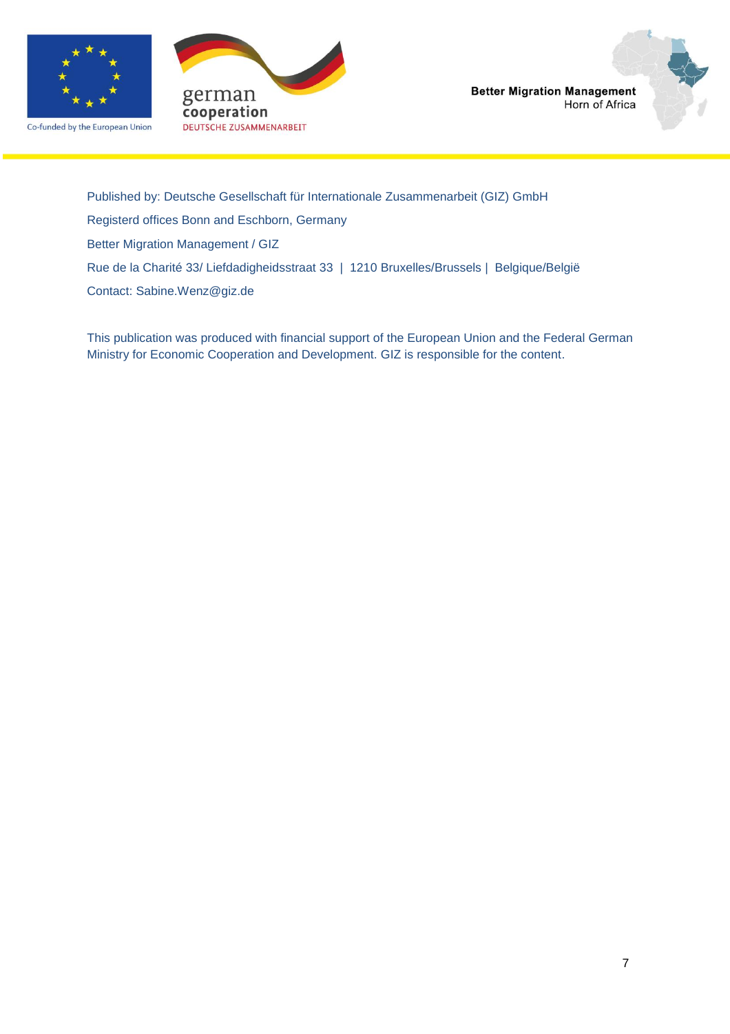Co-funded by the European Union

german cooperation
DEUTSCHE ZUSAMMENARBEIT

**Better Migration Management**
Horn of Africa

Published by: Deutsche Gesellschaft für Internationale Zusammenarbeit (GIZ) GmbH

Registerd offices Bonn and Eschborn, Germany

Better Migration Management / GIZ

Rue de la Charité 33/ Liefdadigheidsstraat 33 | 1210 Bruxelles/Brussels | Belgique/België

Contact: Sabine.Wenz@giz.de

This publication was produced with financial support of the European Union and the Federal German Ministry for Economic Cooperation and Development. GIZ is responsible for the content.